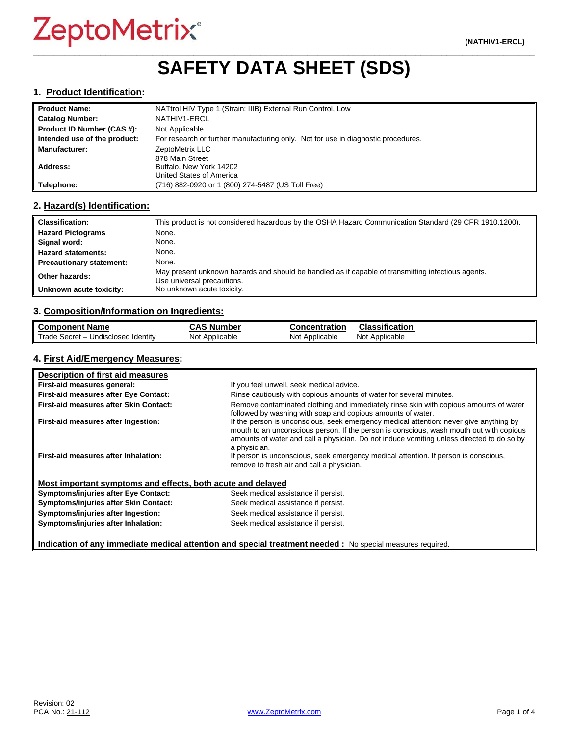# SAFETY DATA SHEET (SDS)

(NATHIV1-ERCL)

## 1. Product Identification:

| | |
|---|---|
| **Product Name:** | NATtrol HIV Type 1 (Strain: IIIB) External Run Control, Low |
| **Catalog Number:** | NATHIV1-ERCL |
| **Product ID Number (CAS #):** | Not Applicable. |
| **Intended use of the product:** | For research or further manufacturing only. Not for use in diagnostic procedures. |
| **Manufacturer:** | ZeptoMetrix LLC |
| **Address:** | 878 Main Street<br>Buffalo, New York 14202<br>United States of America |
| **Telephone:** | (716) 882-0920 or 1 (800) 274-5487 (US Toll Free) |

## 2. Hazard(s) Identification:

| | |
|---|---|
| **Classification:** | This product is not considered hazardous by the OSHA Hazard Communication Standard (29 CFR 1910.1200). |
| **Hazard Pictograms** | None. |
| **Signal word:** | None. |
| **Hazard statements:** | None. |
| **Precautionary statement:** | None. |
| **Other hazards:** | May present unknown hazards and should be handled as if capable of transmitting infectious agents. Use universal precautions. |
| **Unknown acute toxicity:** | No unknown acute toxicity. |

## 3. Composition/Information on Ingredients:

| Component Name | CAS Number | Concentration | Classification |
|---|---|---|---|
| Trade Secret – Undisclosed Identity | Not Applicable | Not Applicable | Not Applicable |

## 4. First Aid/Emergency Measures:

**Description of first aid measures**

| | |
|---|---|
| **First-aid measures general:** | If you feel unwell, seek medical advice. |
| **First-aid measures after Eye Contact:** | Rinse cautiously with copious amounts of water for several minutes. |
| **First-aid measures after Skin Contact:** | Remove contaminated clothing and immediately rinse skin with copious amounts of water followed by washing with soap and copious amounts of water. |
| **First-aid measures after Ingestion:** | If the person is unconscious, seek emergency medical attention: never give anything by mouth to an unconscious person. If the person is conscious, wash mouth out with copious amounts of water and call a physician. Do not induce vomiting unless directed to do so by a physician. |
| **First-aid measures after Inhalation:** | If person is unconscious, seek emergency medical attention. If person is conscious, remove to fresh air and call a physician. |

**Most important symptoms and effects, both acute and delayed**

| | |
|---|---|
| **Symptoms/injuries after Eye Contact:** | Seek medical assistance if persist. |
| **Symptoms/injuries after Skin Contact:** | Seek medical assistance if persist. |
| **Symptoms/injuries after Ingestion:** | Seek medical assistance if persist. |
| **Symptoms/injuries after Inhalation:** | Seek medical assistance if persist. |

**Indication of any immediate medical attention and special treatment needed :** No special measures required.

Revision: 02
PCA No.: 21-112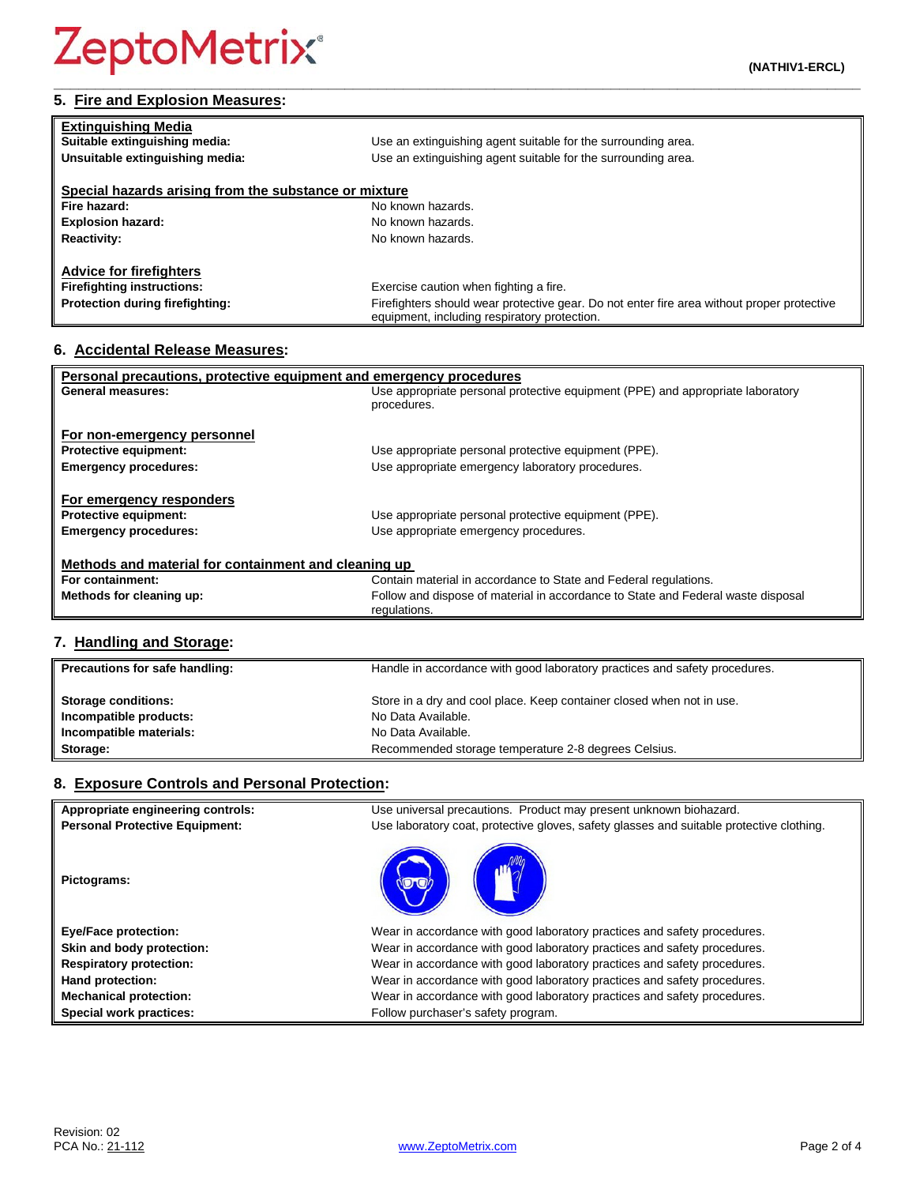## 5. Fire and Explosion Measures:

| **Extinguishing Media** | |
|---|---|
| **Suitable extinguishing media:** | Use an extinguishing agent suitable for the surrounding area. |
| **Unsuitable extinguishing media:** | Use an extinguishing agent suitable for the surrounding area. |
| **Special hazards arising from the substance or mixture** | |
| **Fire hazard:** | No known hazards. |
| **Explosion hazard:** | No known hazards. |
| **Reactivity:** | No known hazards. |
| **Advice for firefighters** | |
| **Firefighting instructions:** | Exercise caution when fighting a fire. |
| **Protection during firefighting:** | Firefighters should wear protective gear. Do not enter fire area without proper protective equipment, including respiratory protection. |

## 6. Accidental Release Measures:

| **Personal precautions, protective equipment and emergency procedures** | |
|---|---|
| **General measures:** | Use appropriate personal protective equipment (PPE) and appropriate laboratory procedures. |
| **For non-emergency personnel** | |
| **Protective equipment:** | Use appropriate personal protective equipment (PPE). |
| **Emergency procedures:** | Use appropriate emergency laboratory procedures. |
| **For emergency responders** | |
| **Protective equipment:** | Use appropriate personal protective equipment (PPE). |
| **Emergency procedures:** | Use appropriate emergency procedures. |
| **Methods and material for containment and cleaning up** | |
| **For containment:** | Contain material in accordance to State and Federal regulations. |
| **Methods for cleaning up:** | Follow and dispose of material in accordance to State and Federal waste disposal regulations. |

## 7. Handling and Storage:

| **Precautions for safe handling:** | Handle in accordance with good laboratory practices and safety procedures. |
|---|---|
| **Storage conditions:** | Store in a dry and cool place. Keep container closed when not in use. |
| **Incompatible products:** | No Data Available. |
| **Incompatible materials:** | No Data Available. |
| **Storage:** | Recommended storage temperature 2-8 degrees Celsius. |

## 8. Exposure Controls and Personal Protection:

| **Appropriate engineering controls:** | Use universal precautions. Product may present unknown biohazard. |
|---|---|
| **Personal Protective Equipment:** | Use laboratory coat, protective gloves, safety glasses and suitable protective clothing. |
| **Pictograms:** | |
| **Eye/Face protection:** | Wear in accordance with good laboratory practices and safety procedures. |
| **Skin and body protection:** | Wear in accordance with good laboratory practices and safety procedures. |
| **Respiratory protection:** | Wear in accordance with good laboratory practices and safety procedures. |
| **Hand protection:** | Wear in accordance with good laboratory practices and safety procedures. |
| **Mechanical protection:** | Wear in accordance with good laboratory practices and safety procedures. |
| **Special work practices:** | Follow purchaser's safety program. |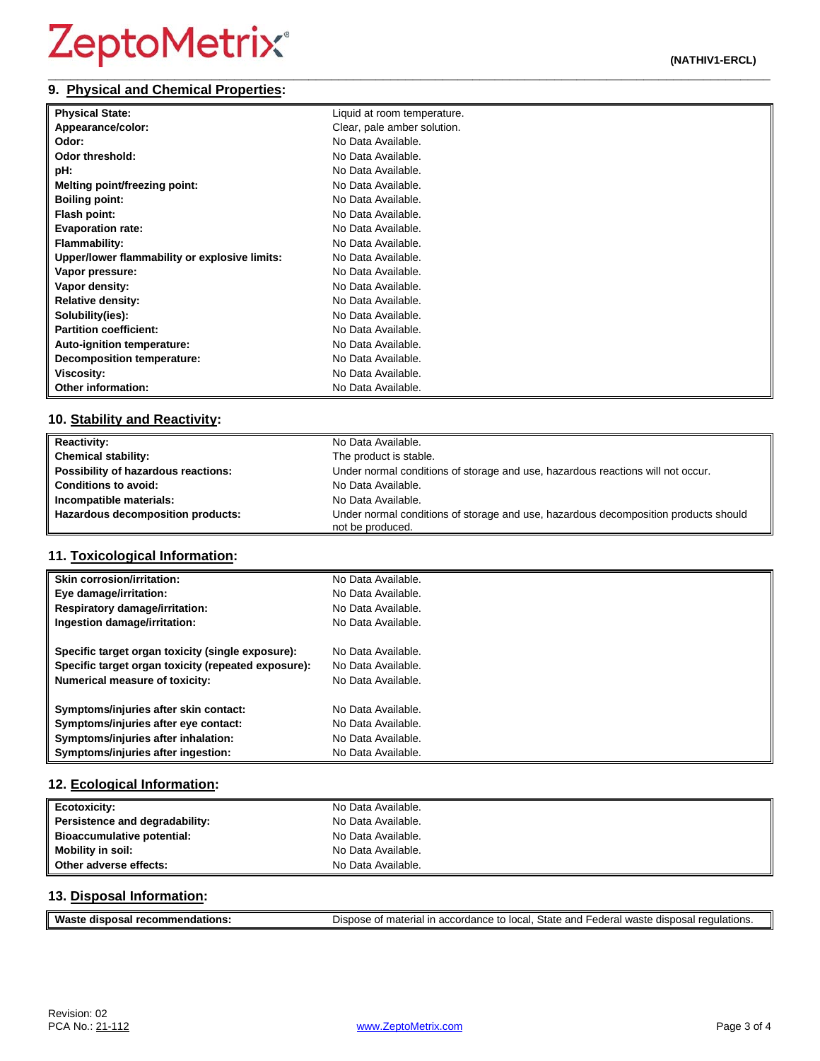## 9. Physical and Chemical Properties:

| | |
|---|---|
| **Physical State:** | Liquid at room temperature. |
| **Appearance/color:** | Clear, pale amber solution. |
| **Odor:** | No Data Available. |
| **Odor threshold:** | No Data Available. |
| **pH:** | No Data Available. |
| **Melting point/freezing point:** | No Data Available. |
| **Boiling point:** | No Data Available. |
| **Flash point:** | No Data Available. |
| **Evaporation rate:** | No Data Available. |
| **Flammability:** | No Data Available. |
| **Upper/lower flammability or explosive limits:** | No Data Available. |
| **Vapor pressure:** | No Data Available. |
| **Vapor density:** | No Data Available. |
| **Relative density:** | No Data Available. |
| **Solubility(ies):** | No Data Available. |
| **Partition coefficient:** | No Data Available. |
| **Auto-ignition temperature:** | No Data Available. |
| **Decomposition temperature:** | No Data Available. |
| **Viscosity:** | No Data Available. |
| **Other information:** | No Data Available. |

## 10. Stability and Reactivity:

| | |
|---|---|
| **Reactivity:** | No Data Available. |
| **Chemical stability:** | The product is stable. |
| **Possibility of hazardous reactions:** | Under normal conditions of storage and use, hazardous reactions will not occur. |
| **Conditions to avoid:** | No Data Available. |
| **Incompatible materials:** | No Data Available. |
| **Hazardous decomposition products:** | Under normal conditions of storage and use, hazardous decomposition products should not be produced. |

## 11. Toxicological Information:

| | |
|---|---|
| **Skin corrosion/irritation:** | No Data Available. |
| **Eye damage/irritation:** | No Data Available. |
| **Respiratory damage/irritation:** | No Data Available. |
| **Ingestion damage/irritation:** | No Data Available. |
| **Specific target organ toxicity (single exposure):** | No Data Available. |
| **Specific target organ toxicity (repeated exposure):** | No Data Available. |
| **Numerical measure of toxicity:** | No Data Available. |
| **Symptoms/injuries after skin contact:** | No Data Available. |
| **Symptoms/injuries after eye contact:** | No Data Available. |
| **Symptoms/injuries after inhalation:** | No Data Available. |
| **Symptoms/injuries after ingestion:** | No Data Available. |

## 12. Ecological Information:

| | |
|---|---|
| **Ecotoxicity:** | No Data Available. |
| **Persistence and degradability:** | No Data Available. |
| **Bioaccumulative potential:** | No Data Available. |
| **Mobility in soil:** | No Data Available. |
| **Other adverse effects:** | No Data Available. |

## 13. Disposal Information:

| | |
|---|---|
| **Waste disposal recommendations:** | Dispose of material in accordance to local, State and Federal waste disposal regulations. |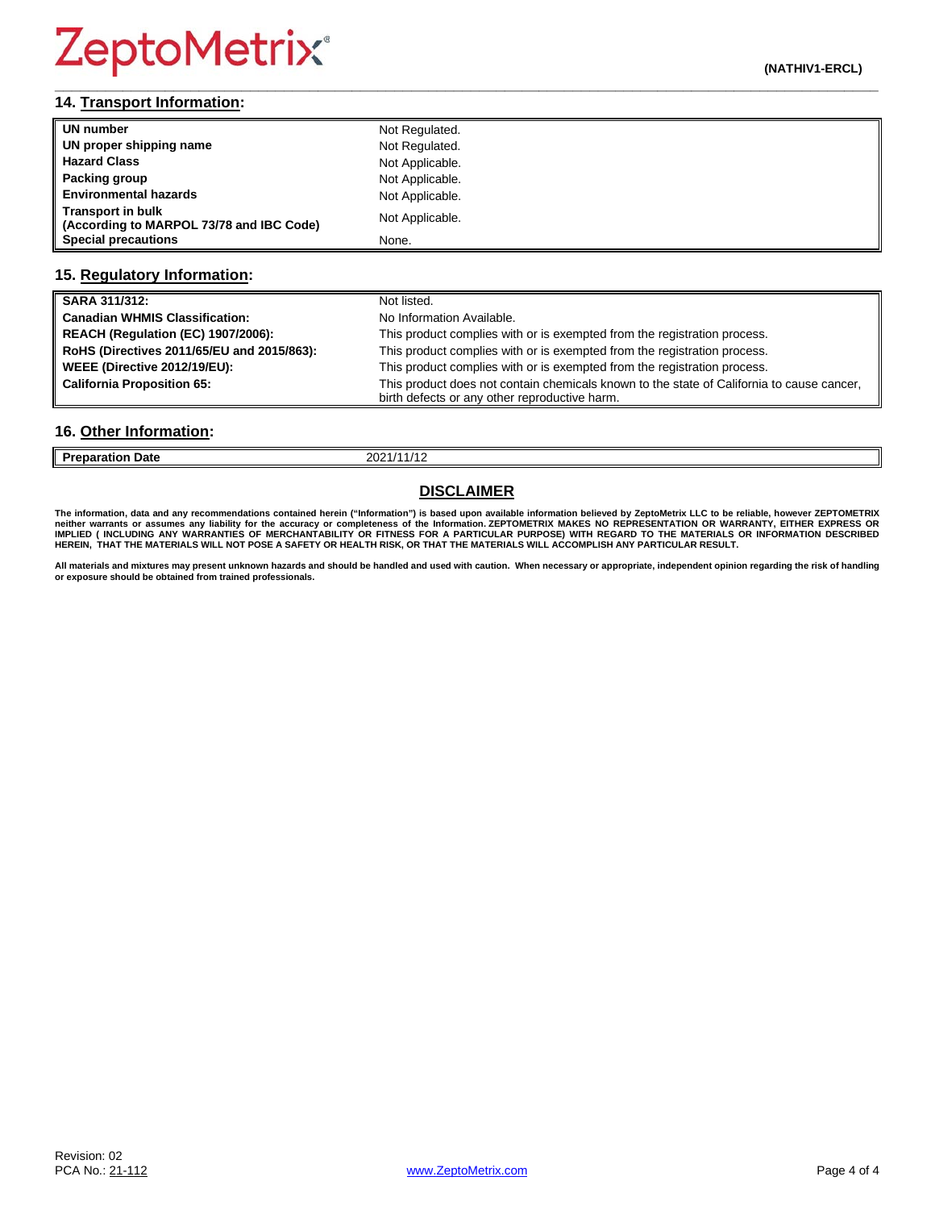## 14. Transport Information:

| | |
|---|---|
| **UN number** | Not Regulated. |
| **UN proper shipping name** | Not Regulated. |
| **Hazard Class** | Not Applicable. |
| **Packing group** | Not Applicable. |
| **Environmental hazards** | Not Applicable. |
| **Transport in bulk (According to MARPOL 73/78 and IBC Code)** | Not Applicable. |
| **Special precautions** | None. |

## 15. Regulatory Information:

| | |
|---|---|
| **SARA 311/312:** | Not listed. |
| **Canadian WHMIS Classification:** | No Information Available. |
| **REACH (Regulation (EC) 1907/2006):** | This product complies with or is exempted from the registration process. |
| **RoHS (Directives 2011/65/EU and 2015/863):** | This product complies with or is exempted from the registration process. |
| **WEEE (Directive 2012/19/EU):** | This product complies with or is exempted from the registration process. |
| **California Proposition 65:** | This product does not contain chemicals known to the state of California to cause cancer, birth defects or any other reproductive harm. |

## 16. Other Information:

| | |
|---|---|
| **Preparation Date** | 2021/11/12 |

## DISCLAIMER

**The information, data and any recommendations contained herein ("Information") is based upon available information believed by ZeptoMetrix LLC to be reliable, however ZEPTOMETRIX neither warrants or assumes any liability for the accuracy or completeness of the Information. ZEPTOMETRIX MAKES NO REPRESENTATION OR WARRANTY, EITHER EXPRESS OR IMPLIED ( INCLUDING ANY WARRANTIES OF MERCHANTABILITY OR FITNESS FOR A PARTICULAR PURPOSE) WITH REGARD TO THE MATERIALS OR INFORMATION DESCRIBED HEREIN, THAT THE MATERIALS WILL NOT POSE A SAFETY OR HEALTH RISK, OR THAT THE MATERIALS WILL ACCOMPLISH ANY PARTICULAR RESULT.**

**All materials and mixtures may present unknown hazards and should be handled and used with caution. When necessary or appropriate, independent opinion regarding the risk of handling or exposure should be obtained from trained professionals.**

Revision: 02
PCA No.: 21-112